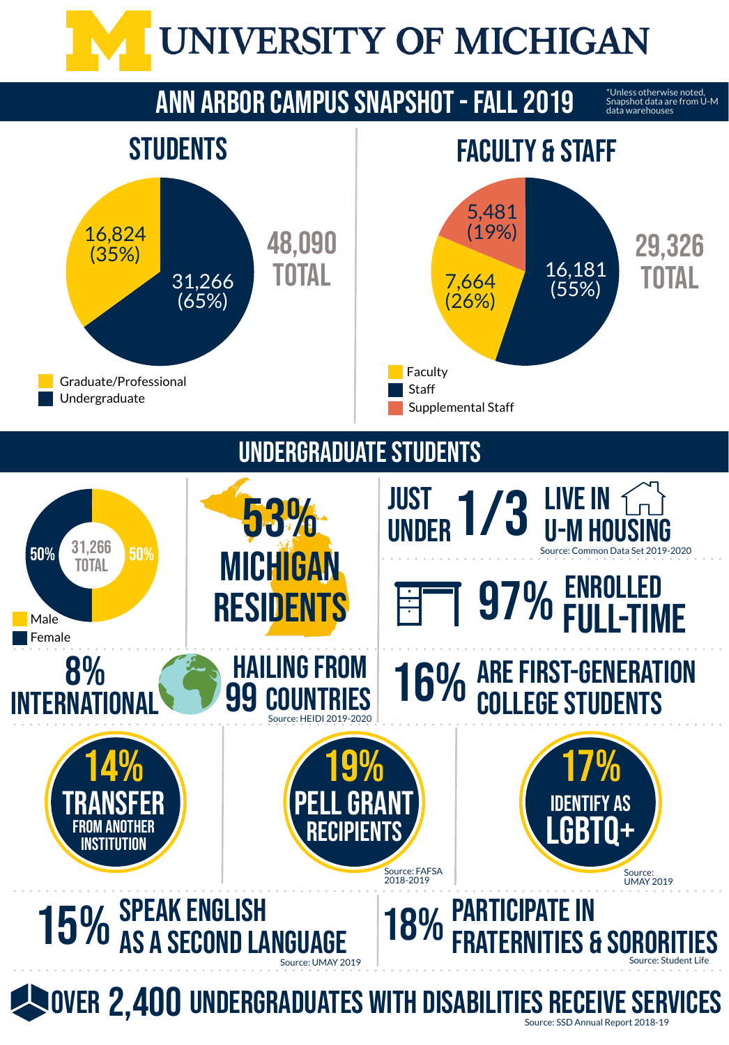# UNIVERSITY OF MICHIGAN

## ANN ARBOR CAMPUS SNAPSHOT - FALL 2019

*Unless otherwise noted, Snapshot data are from U-M data warehouses

### STUDENTS

**48,090 TOTAL**

- Graduate/Professional: 16,824 (35%)
- Undergraduate: 31,266 (65%)

### FACULTY & STAFF

**29,326 TOTAL**

- Faculty: 7,664 (26%)
- Staff: 16,181 (55%)
- Supplemental Staff: 5,481 (19%)

## UNDERGRADUATE STUDENTS

31,266 TOTAL

- Male: 50%
- Female: 50%

**53% MICHIGAN RESIDENTS**

**JUST UNDER 1/3 LIVE IN U-M HOUSING**

Source: Common Data Set 2019-2020

**97% ENROLLED FULL-TIME**

**8% INTERNATIONAL** HAILING FROM 99 COUNTRIES

Source: HEIDI 2019-2020

**16% ARE FIRST-GENERATION COLLEGE STUDENTS**

**14% TRANSFER FROM ANOTHER INSTITUTION**

**19% PELL GRANT RECIPIENTS**

Source: FAFSA 2018-2019

**17% IDENTIFY AS LGBTQ+**

Source: UMAY 2019

**15% SPEAK ENGLISH AS A SECOND LANGUAGE**

Source: UMAY 2019

**18% PARTICIPATE IN FRATERNITIES & SORORITIES**

Source: Student Life

**OVER 2,400 UNDERGRADUATES WITH DISABILITIES RECEIVE SERVICES**

Source: SSD Annual Report 2018-19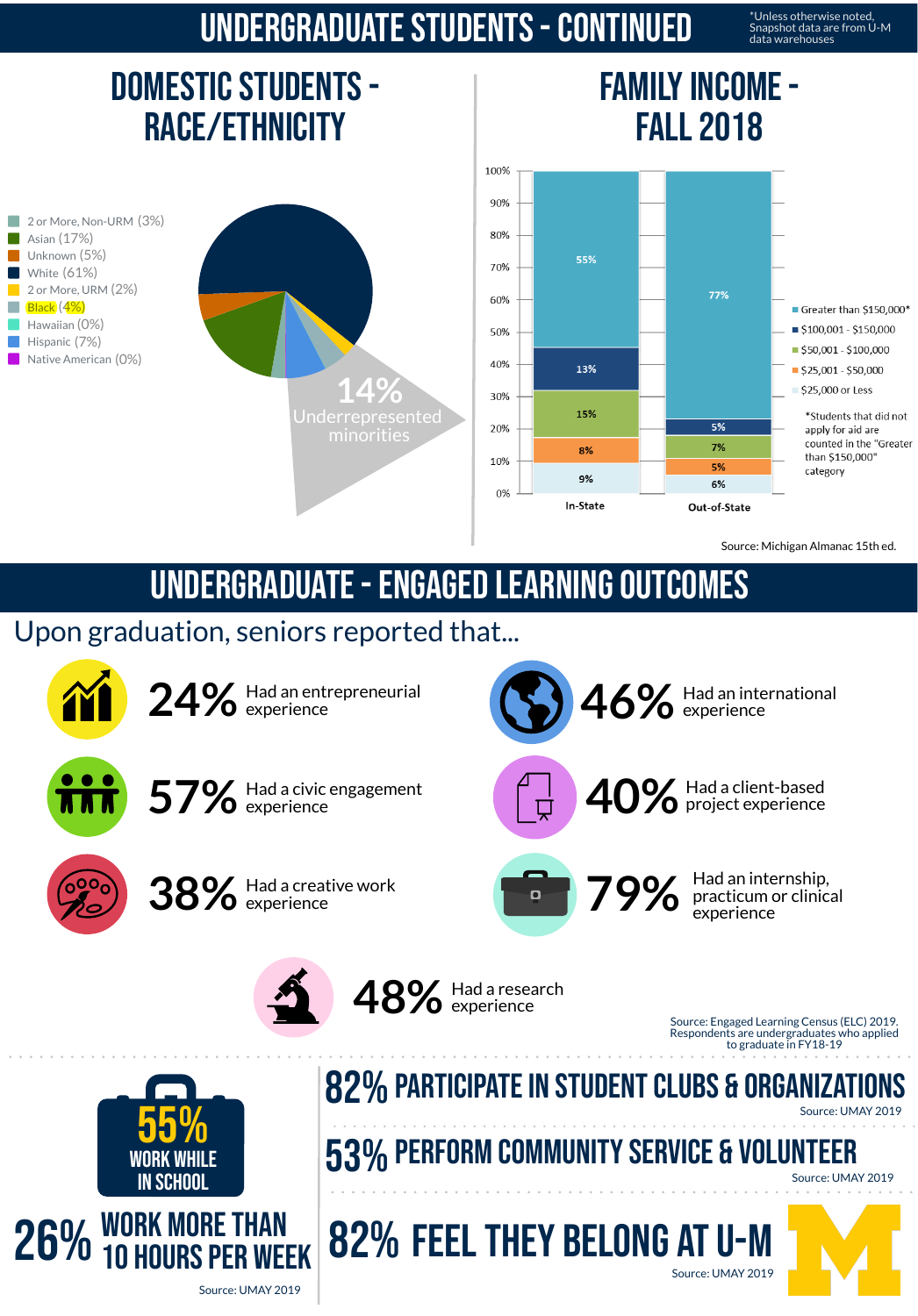# UNDERGRADUATE STUDENTS - CONTINUED

*Unless otherwise noted, Snapshot data are from U-M data warehouses

## DOMESTIC STUDENTS - RACE/ETHNICITY

- 2 or More, Non-URM (3%)
- Asian (17%)
- Unknown (5%)
- White (61%)
- 2 or More, URM (2%)
- Black (4%)
- Hawaiian (0%)
- Hispanic (7%)
- Native American (0%)

14% Underrepresented minorities

## FAMILY INCOME - FALL 2018

| Family Income | In-State | Out-of-State |
|---|---|---|
| Greater than $150,000* | 55% | 77% |
| $100,001 - $150,000 | 13% | 5% |
| $50,001 - $100,000 | 15% | 7% |
| $25,001 - $50,000 | 8% | 5% |
| $25,000 or Less | 9% | 6% |

*Students that did not apply for aid are counted in the "Greater than $150,000" category

Source: Michigan Almanac 15th ed.

# UNDERGRADUATE - ENGAGED LEARNING OUTCOMES

Upon graduation, seniors reported that...

- **24%** Had an entrepreneurial experience
- **46%** Had an international experience
- **57%** Had a civic engagement experience
- **40%** Had a client-based project experience
- **38%** Had a creative work experience
- **79%** Had an internship, practicum or clinical experience
- **48%** Had a research experience

Source: Engaged Learning Census (ELC) 2019. Respondents are undergraduates who applied to graduate in FY18-19

**55%** WORK WHILE IN SCHOOL

**26%** WORK MORE THAN 10 HOURS PER WEEK

Source: UMAY 2019

**82%** PARTICIPATE IN STUDENT CLUBS & ORGANIZATIONS

Source: UMAY 2019

**53%** PERFORM COMMUNITY SERVICE & VOLUNTEER

Source: UMAY 2019

**82%** FEEL THEY BELONG AT U-M

Source: UMAY 2019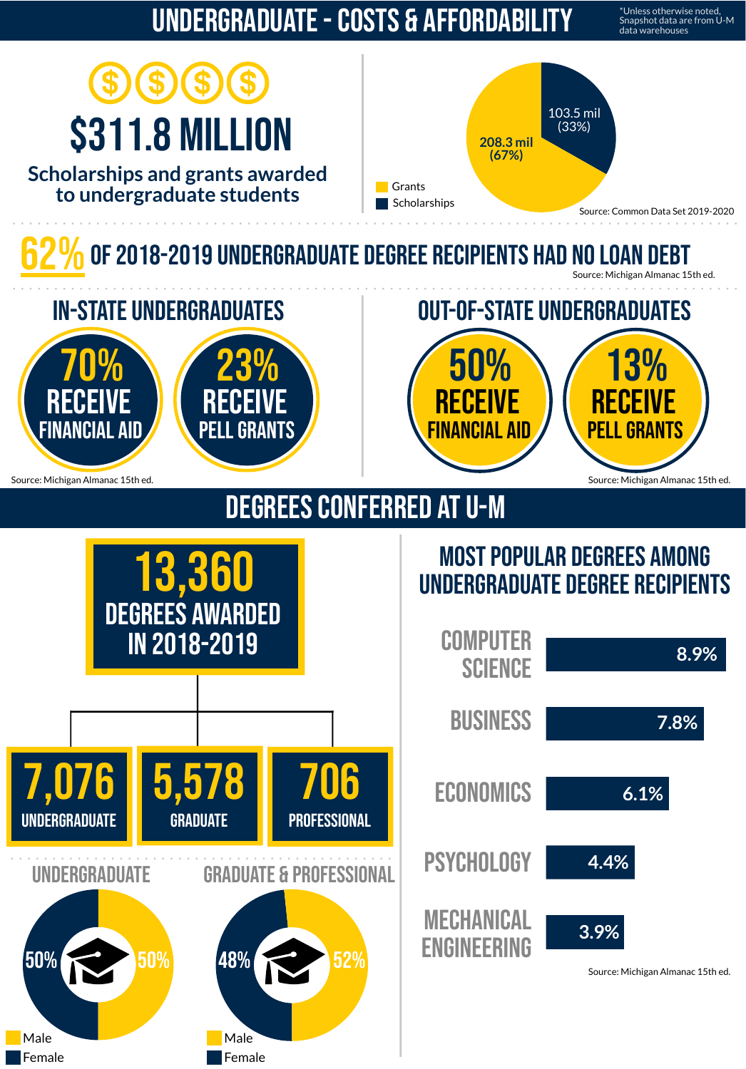# UNDERGRADUATE - COSTS & AFFORDABILITY

*Unless otherwise noted, Snapshot data are from U-M data warehouses

## $311.8 MILLION

Scholarships and grants awarded to undergraduate students

| Type | Amount | Share |
|---|---|---|
| Grants | 208.3 mil | 67% |
| Scholarships | 103.5 mil | 33% |

Source: Common Data Set 2019-2020

## 62% OF 2018-2019 UNDERGRADUATE DEGREE RECIPIENTS HAD NO LOAN DEBT

Source: Michigan Almanac 15th ed.

### IN-STATE UNDERGRADUATES

- 70% RECEIVE FINANCIAL AID
- 23% RECEIVE PELL GRANTS

Source: Michigan Almanac 15th ed.

### OUT-OF-STATE UNDERGRADUATES

- 50% RECEIVE FINANCIAL AID
- 13% RECEIVE PELL GRANTS

Source: Michigan Almanac 15th ed.

# DEGREES CONFERRED AT U-M

## 13,360 DEGREES AWARDED IN 2018-2019

- 7,076 UNDERGRADUATE
- 5,578 GRADUATE
- 706 PROFESSIONAL

### UNDERGRADUATE

| Male | Female |
|---|---|
| 50% | 50% |

### GRADUATE & PROFESSIONAL

| Male | Female |
|---|---|
| 52% | 48% |

### MOST POPULAR DEGREES AMONG UNDERGRADUATE DEGREE RECIPIENTS

| Degree | Share |
|---|---|
| COMPUTER SCIENCE | 8.9% |
| BUSINESS | 7.8% |
| ECONOMICS | 6.1% |
| PSYCHOLOGY | 4.4% |
| MECHANICAL ENGINEERING | 3.9% |

Source: Michigan Almanac 15th ed.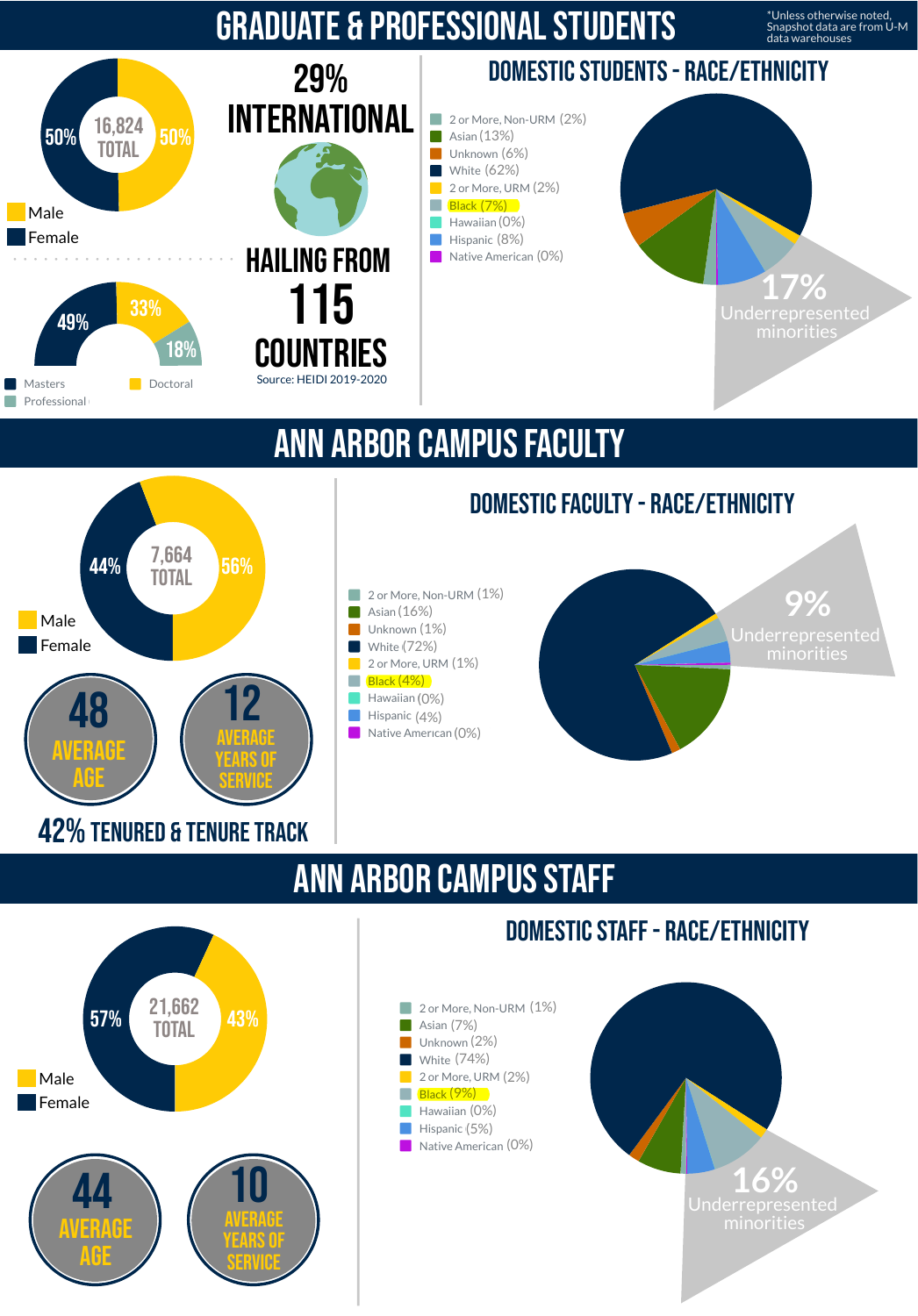# GRADUATE & PROFESSIONAL STUDENTS

*Unless otherwise noted, Snapshot data are from U-M data warehouses

50% 16,824 TOTAL 50%

Male
Female

49% 33% 18%

Masters
Professional
Doctoral

29% INTERNATIONAL

HAILING FROM 115 COUNTRIES

Source: HEIDI 2019-2020

## DOMESTIC STUDENTS - RACE/ETHNICITY

- 2 or More, Non-URM (2%)
- Asian (13%)
- Unknown (6%)
- White (62%)
- 2 or More, URM (2%)
- Black (7%)
- Hawaiian (0%)
- Hispanic (8%)
- Native American (0%)

17% Underrepresented minorities

# ANN ARBOR CAMPUS FACULTY

44% 7,664 TOTAL 56%

Male
Female

48 AVERAGE AGE

12 AVERAGE YEARS OF SERVICE

42% TENURED & TENURE TRACK

## DOMESTIC FACULTY - RACE/ETHNICITY

- 2 or More, Non-URM (1%)
- Asian (16%)
- Unknown (1%)
- White (72%)
- 2 or More, URM (1%)
- Black (4%)
- Hawaiian (0%)
- Hispanic (4%)
- Native American (0%)

9% Underrepresented minorities

# ANN ARBOR CAMPUS STAFF

57% 21,662 TOTAL 43%

Male
Female

44 AVERAGE AGE

10 AVERAGE YEARS OF SERVICE

## DOMESTIC STAFF - RACE/ETHNICITY

- 2 or More, Non-URM (1%)
- Asian (7%)
- Unknown (2%)
- White (74%)
- 2 or More, URM (2%)
- Black (9%)
- Hawaiian (0%)
- Hispanic (5%)
- Native American (0%)

16% Underrepresented minorities